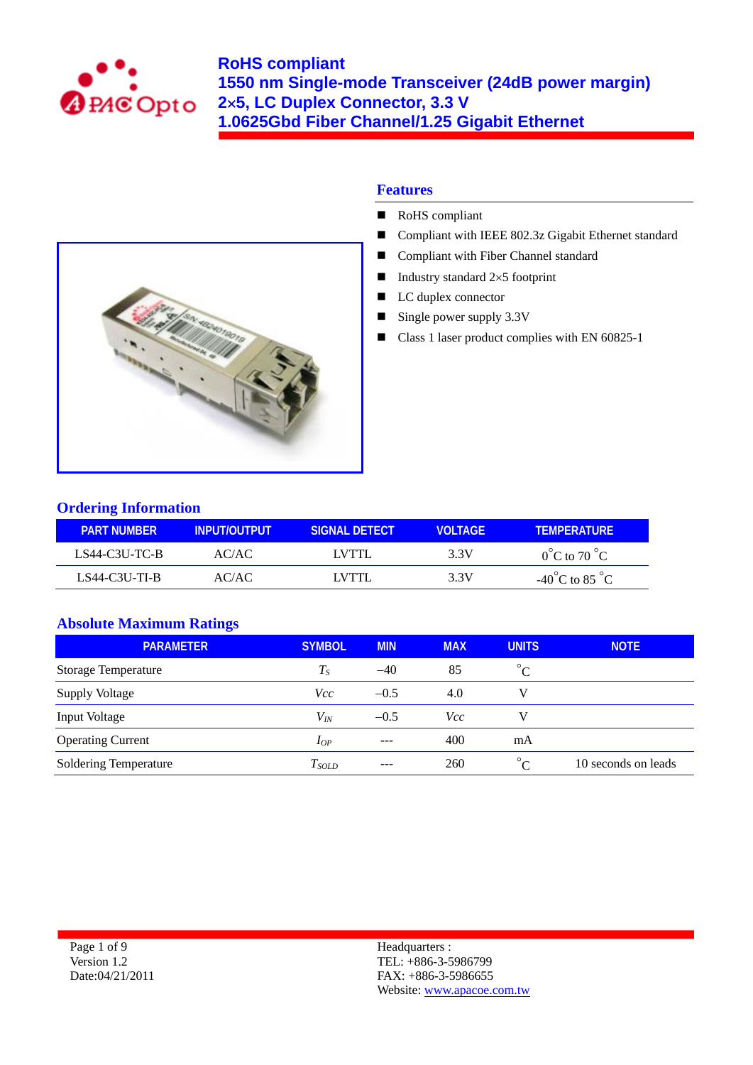# RoHS compliant
# 1550 nm Single-mode Transceiver (24dB power margin)
# 2×5, LC Duplex Connector, 3.3 V
# 1.0625Gbd Fiber Channel/1.25 Gigabit Ethernet

## Features

- RoHS compliant
- Compliant with IEEE 802.3z Gigabit Ethernet standard
- Compliant with Fiber Channel standard
- Industry standard 2×5 footprint
- LC duplex connector
- Single power supply 3.3V
- Class 1 laser product complies with EN 60825-1

## Ordering Information

| PART NUMBER | INPUT/OUTPUT | SIGNAL DETECT | VOLTAGE | TEMPERATURE |
|---|---|---|---|---|
| LS44-C3U-TC-B | AC/AC | LVTTL | 3.3V | $0^{\circ}$C to 70 $^{\circ}$C |
| LS44-C3U-TI-B | AC/AC | LVTTL | 3.3V | -40$^{\circ}$C to 85 $^{\circ}$C |

## Absolute Maximum Ratings

| PARAMETER | SYMBOL | MIN | MAX | UNITS | NOTE |
|---|---|---|---|---|---|
| Storage Temperature | $T_S$ | –40 | 85 | $^{\circ}$C | |
| Supply Voltage | $Vcc$ | –0.5 | 4.0 | V | |
| Input Voltage | $V_{IN}$ | –0.5 | $Vcc$ | V | |
| Operating Current | $I_{OP}$ | --- | 400 | mA | |
| Soldering Temperature | $T_{SOLD}$ | --- | 260 | $^{\circ}$C | 10 seconds on leads |

Version 1.2
Date:04/21/2011

Headquarters :
TEL: +886-3-5986799
FAX: +886-3-5986655
Website: www.apacoe.com.tw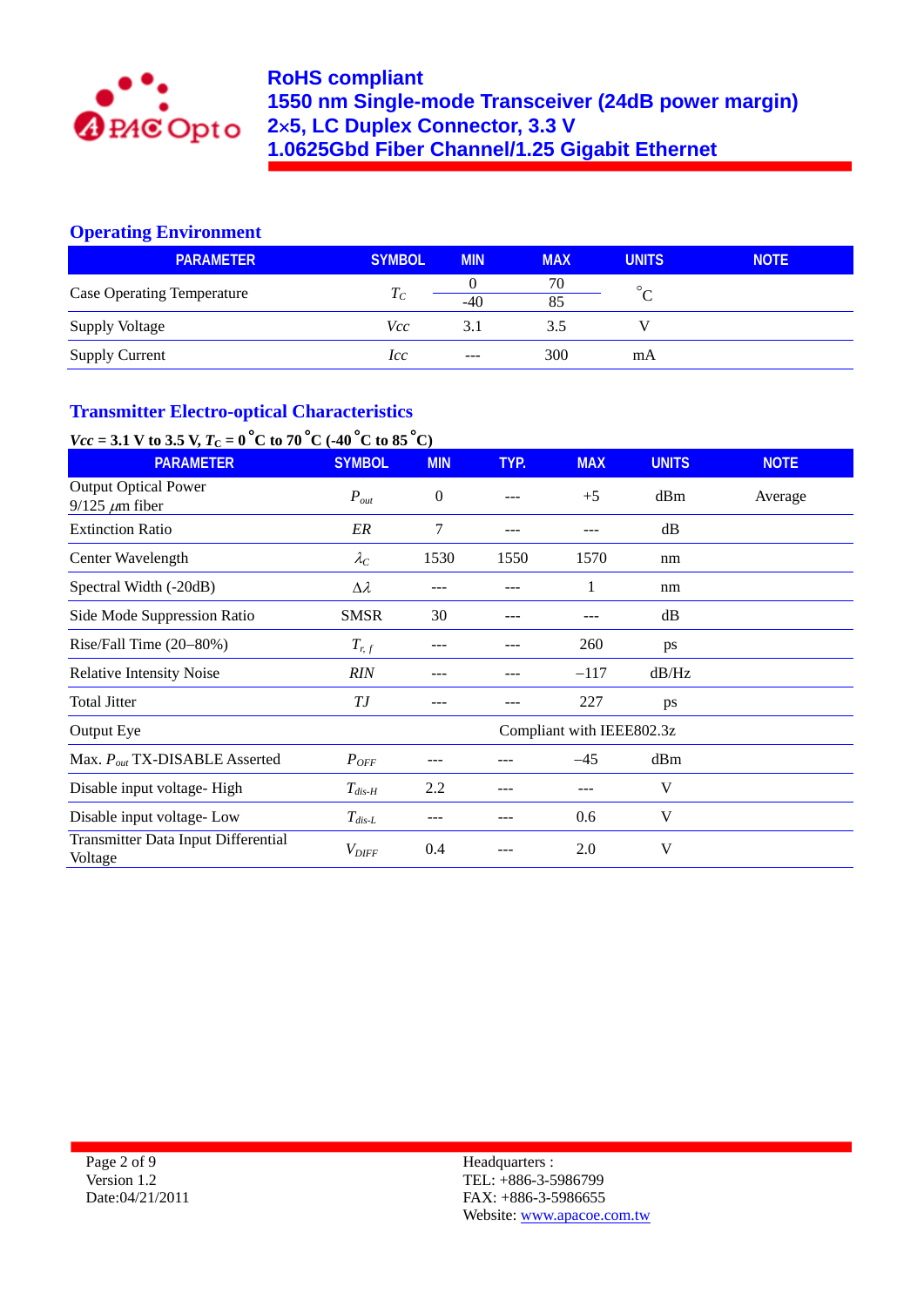# RoHS compliant
# 1550 nm Single-mode Transceiver (24dB power margin)
# 2×5, LC Duplex Connector, 3.3 V
# 1.0625Gbd Fiber Channel/1.25 Gigabit Ethernet

## Operating Environment

| PARAMETER | SYMBOL | MIN | MAX | UNITS | NOTE |
|---|---|---|---|---|---|
| Case Operating Temperature | $T_C$ | 0<br>-40 | 70<br>85 | °C | |
| Supply Voltage | *Vcc* | 3.1 | 3.5 | V | |
| Supply Current | *Icc* | --- | 300 | mA | |

## Transmitter Electro-optical Characteristics

***Vcc* = 3.1 V to 3.5 V, $T_C$ = 0 °C to 70 °C (-40 °C to 85 °C)**

| PARAMETER | SYMBOL | MIN | TYP. | MAX | UNITS | NOTE |
|---|---|---|---|---|---|---|
| Output Optical Power<br>9/125 $\mu$m fiber | $P_{out}$ | 0 | --- | +5 | dBm | Average |
| Extinction Ratio | *ER* | 7 | --- | --- | dB | |
| Center Wavelength | $\lambda_C$ | 1530 | 1550 | 1570 | nm | |
| Spectral Width (-20dB) | $\Delta\lambda$ | --- | --- | 1 | nm | |
| Side Mode Suppression Ratio | SMSR | 30 | --- | --- | dB | |
| Rise/Fall Time (20–80%) | $T_{r,f}$ | --- | --- | 260 | ps | |
| Relative Intensity Noise | *RIN* | --- | --- | –117 | dB/Hz | |
| Total Jitter | *TJ* | --- | --- | 227 | ps | |
| Output Eye | | Compliant with IEEE802.3z | | | | |
| Max. $P_{out}$ TX-DISABLE Asserted | $P_{OFF}$ | --- | --- | –45 | dBm | |
| Disable input voltage- High | $T_{dis\text{-}H}$ | 2.2 | --- | --- | V | |
| Disable input voltage- Low | $T_{dis\text{-}L}$ | --- | --- | 0.6 | V | |
| Transmitter Data Input Differential Voltage | $V_{DIFF}$ | 0.4 | --- | 2.0 | V | |

Page 2 of 9
Version 1.2
Date:04/21/2011

Headquarters :
TEL: +886-3-5986799
FAX: +886-3-5986655
Website: www.apacoe.com.tw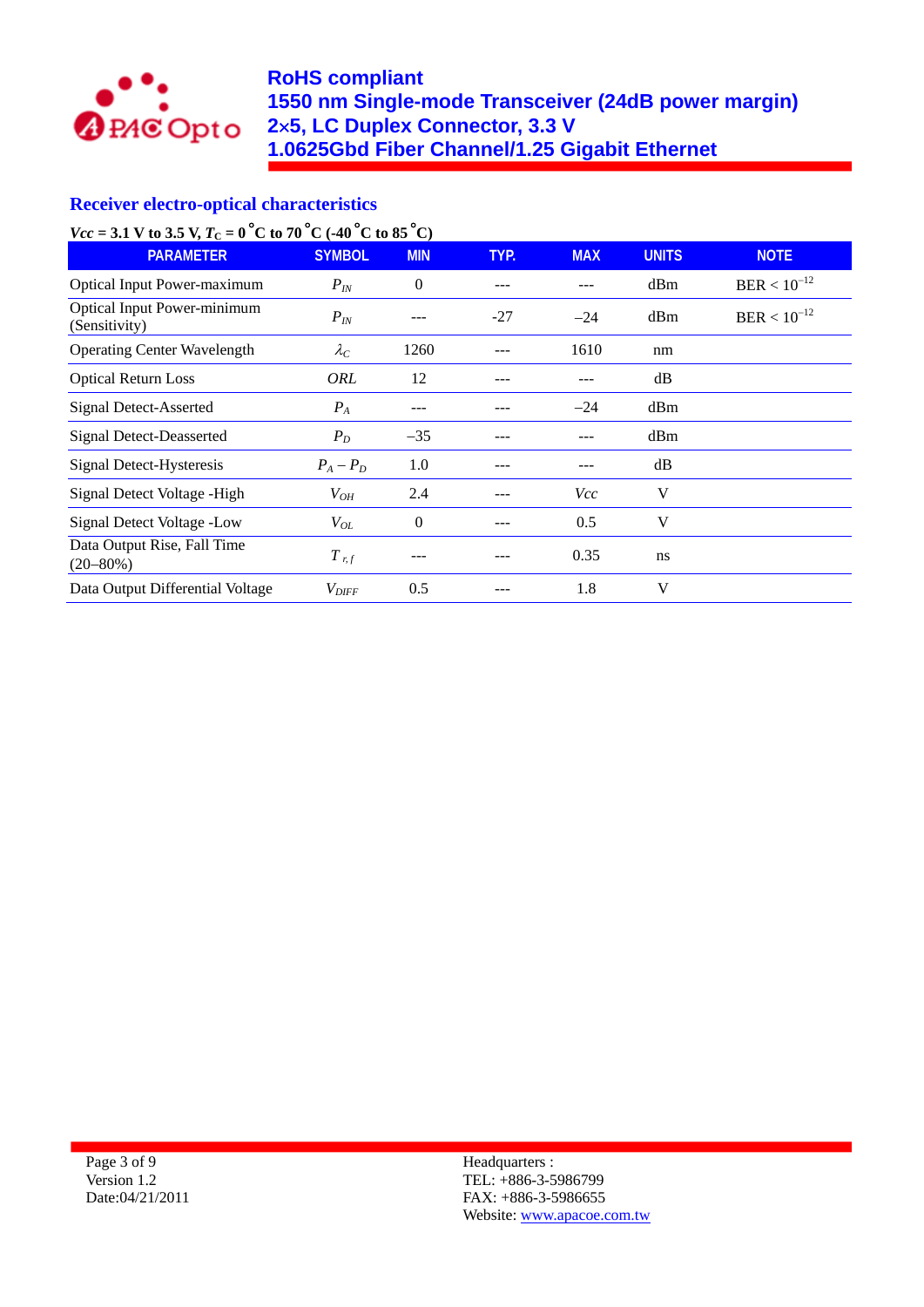## Receiver electro-optical characteristics

***Vcc* = 3.1 V to 3.5 V, $T_C$ = 0 °C to 70 °C (-40 °C to 85 °C)**

| PARAMETER | SYMBOL | MIN | TYP. | MAX | UNITS | NOTE |
|---|---|---|---|---|---|---|
| Optical Input Power-maximum | $P_{IN}$ | 0 | --- | --- | dBm | BER < $10^{-12}$ |
| Optical Input Power-minimum (Sensitivity) | $P_{IN}$ | --- | -27 | –24 | dBm | BER < $10^{-12}$ |
| Operating Center Wavelength | $\lambda_C$ | 1260 | --- | 1610 | nm | |
| Optical Return Loss | *ORL* | 12 | --- | --- | dB | |
| Signal Detect-Asserted | $P_A$ | --- | --- | –24 | dBm | |
| Signal Detect-Deasserted | $P_D$ | –35 | --- | --- | dBm | |
| Signal Detect-Hysteresis | $P_A – P_D$ | 1.0 | --- | --- | dB | |
| Signal Detect Voltage -High | $V_{OH}$ | 2.4 | --- | *Vcc* | V | |
| Signal Detect Voltage -Low | $V_{OL}$ | 0 | --- | 0.5 | V | |
| Data Output Rise, Fall Time (20–80%) | $T_{r,f}$ | --- | --- | 0.35 | ns | |
| Data Output Differential Voltage | $V_{DIFF}$ | 0.5 | --- | 1.8 | V | |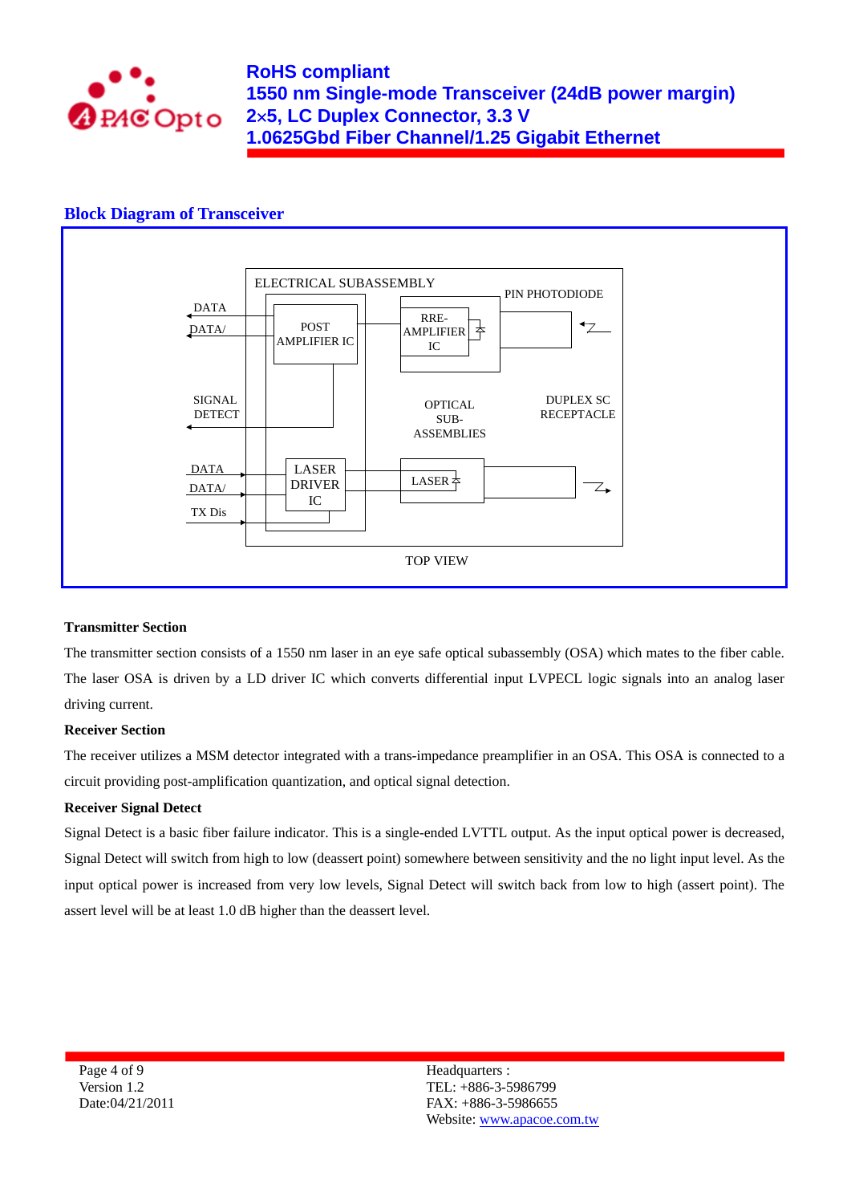## Block Diagram of Transceiver

ELECTRICAL SUBASSEMBLY

DATA

DATA/

POST AMPLIFIER IC

RRE-AMPLIFIER IC

PIN PHOTODIODE

SIGNAL DETECT

OPTICAL SUB-ASSEMBLIES

DUPLEX SC RECEPTACLE

DATA

DATA/

TX Dis

LASER DRIVER IC

LASER

TOP VIEW

**Transmitter Section**

The transmitter section consists of a 1550 nm laser in an eye safe optical subassembly (OSA) which mates to the fiber cable. The laser OSA is driven by a LD driver IC which converts differential input LVPECL logic signals into an analog laser driving current.

**Receiver Section**

The receiver utilizes a MSM detector integrated with a trans-impedance preamplifier in an OSA. This OSA is connected to a circuit providing post-amplification quantization, and optical signal detection.

**Receiver Signal Detect**

Signal Detect is a basic fiber failure indicator. This is a single-ended LVTTL output. As the input optical power is decreased, Signal Detect will switch from high to low (deassert point) somewhere between sensitivity and the no light input level. As the input optical power is increased from very low levels, Signal Detect will switch back from low to high (assert point). The assert level will be at least 1.0 dB higher than the deassert level.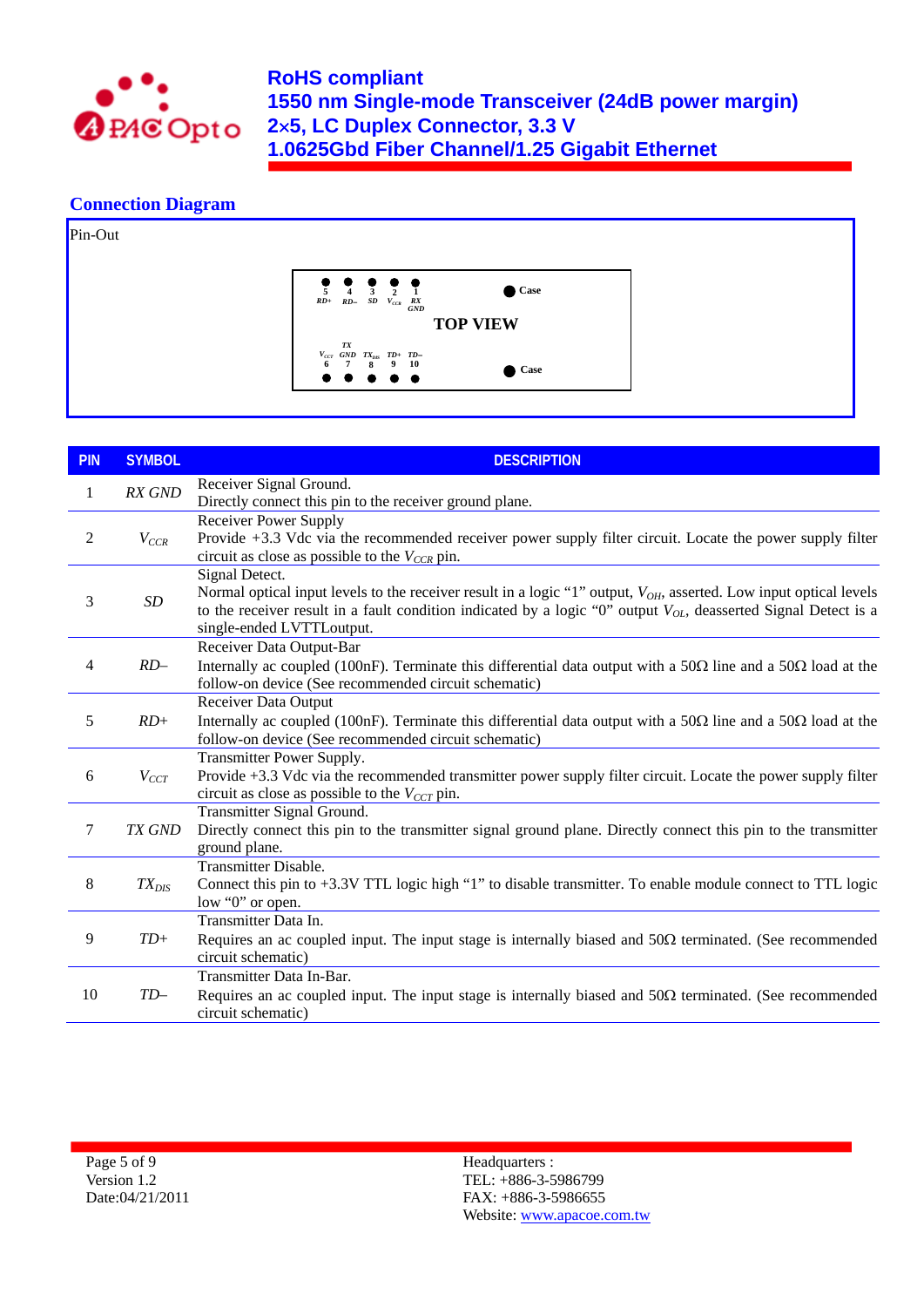## Connection Diagram

Pin-Out

| | | | | | | |
|---|---|---|---|---|---|---|
| 5 RD+ | 4 RD– | 3 SD | 2 $V_{CCR}$ | 1 RX GND | | Case |
| | | | | | TOP VIEW | |
| $V_{CCT}$ 6 | TX GND 7 | $TX_{DIS}$ 8 | TD+ 9 | TD– 10 | | Case |

| PIN | SYMBOL | DESCRIPTION |
|---|---|---|
| 1 | *RX GND* | Receiver Signal Ground.<br>Directly connect this pin to the receiver ground plane. |
| 2 | $V_{CCR}$ | Receiver Power Supply<br>Provide +3.3 Vdc via the recommended receiver power supply filter circuit. Locate the power supply filter circuit as close as possible to the $V_{CCR}$ pin. |
| 3 | *SD* | Signal Detect.<br>Normal optical input levels to the receiver result in a logic "1" output, $V_{OH}$, asserted. Low input optical levels to the receiver result in a fault condition indicated by a logic "0" output $V_{OL}$, deasserted Signal Detect is a single-ended LVTTLoutput. |
| 4 | *RD–* | Receiver Data Output-Bar<br>Internally ac coupled (100nF). Terminate this differential data output with a 50Ω line and a 50Ω load at the follow-on device (See recommended circuit schematic) |
| 5 | *RD+* | Receiver Data Output<br>Internally ac coupled (100nF). Terminate this differential data output with a 50Ω line and a 50Ω load at the follow-on device (See recommended circuit schematic) |
| 6 | $V_{CCT}$ | Transmitter Power Supply.<br>Provide +3.3 Vdc via the recommended transmitter power supply filter circuit. Locate the power supply filter circuit as close as possible to the $V_{CCT}$ pin. |
| 7 | *TX GND* | Transmitter Signal Ground.<br>Directly connect this pin to the transmitter signal ground plane. Directly connect this pin to the transmitter ground plane. |
| 8 | $TX_{DIS}$ | Transmitter Disable.<br>Connect this pin to +3.3V TTL logic high "1" to disable transmitter. To enable module connect to TTL logic low "0" or open. |
| 9 | *TD+* | Transmitter Data In.<br>Requires an ac coupled input. The input stage is internally biased and 50Ω terminated. (See recommended circuit schematic) |
| 10 | *TD–* | Transmitter Data In-Bar.<br>Requires an ac coupled input. The input stage is internally biased and 50Ω terminated. (See recommended circuit schematic) |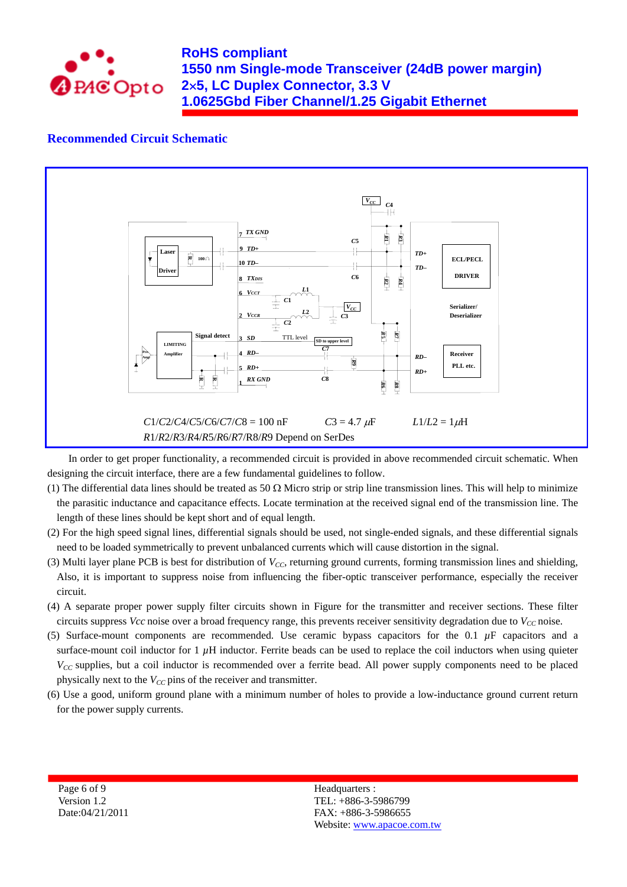## Recommended Circuit Schematic

C1/C2/C4/C5/C6/C7/C8 = 100 nF  C3 = 4.7 $\mu F$  L1/L2 = 1$\mu$H

R1/R2/R3/R4/R5/R6/R7/R8/R9 Depend on SerDes

In order to get proper functionality, a recommended circuit is provided in above recommended circuit schematic. When designing the circuit interface, there are a few fundamental guidelines to follow.

(1) The differential data lines should be treated as 50 Ω Micro strip or strip line transmission lines. This will help to minimize the parasitic inductance and capacitance effects. Locate termination at the received signal end of the transmission line. The length of these lines should be kept short and of equal length.

(2) For the high speed signal lines, differential signals should be used, not single-ended signals, and these differential signals need to be loaded symmetrically to prevent unbalanced currents which will cause distortion in the signal.

(3) Multi layer plane PCB is best for distribution of $V_{CC}$, returning ground currents, forming transmission lines and shielding, Also, it is important to suppress noise from influencing the fiber-optic transceiver performance, especially the receiver circuit.

(4) A separate proper power supply filter circuits shown in Figure for the transmitter and receiver sections. These filter circuits suppress *Vcc* noise over a broad frequency range, this prevents receiver sensitivity degradation due to $V_{CC}$ noise.

(5) Surface-mount components are recommended. Use ceramic bypass capacitors for the 0.1 $\mu$F capacitors and a surface-mount coil inductor for 1 $\mu$H inductor. Ferrite beads can be used to replace the coil inductors when using quieter $V_{CC}$ supplies, but a coil inductor is recommended over a ferrite bead. All power supply components need to be placed physically next to the $V_{CC}$ pins of the receiver and transmitter.

(6) Use a good, uniform ground plane with a minimum number of holes to provide a low-inductance ground current return for the power supply currents.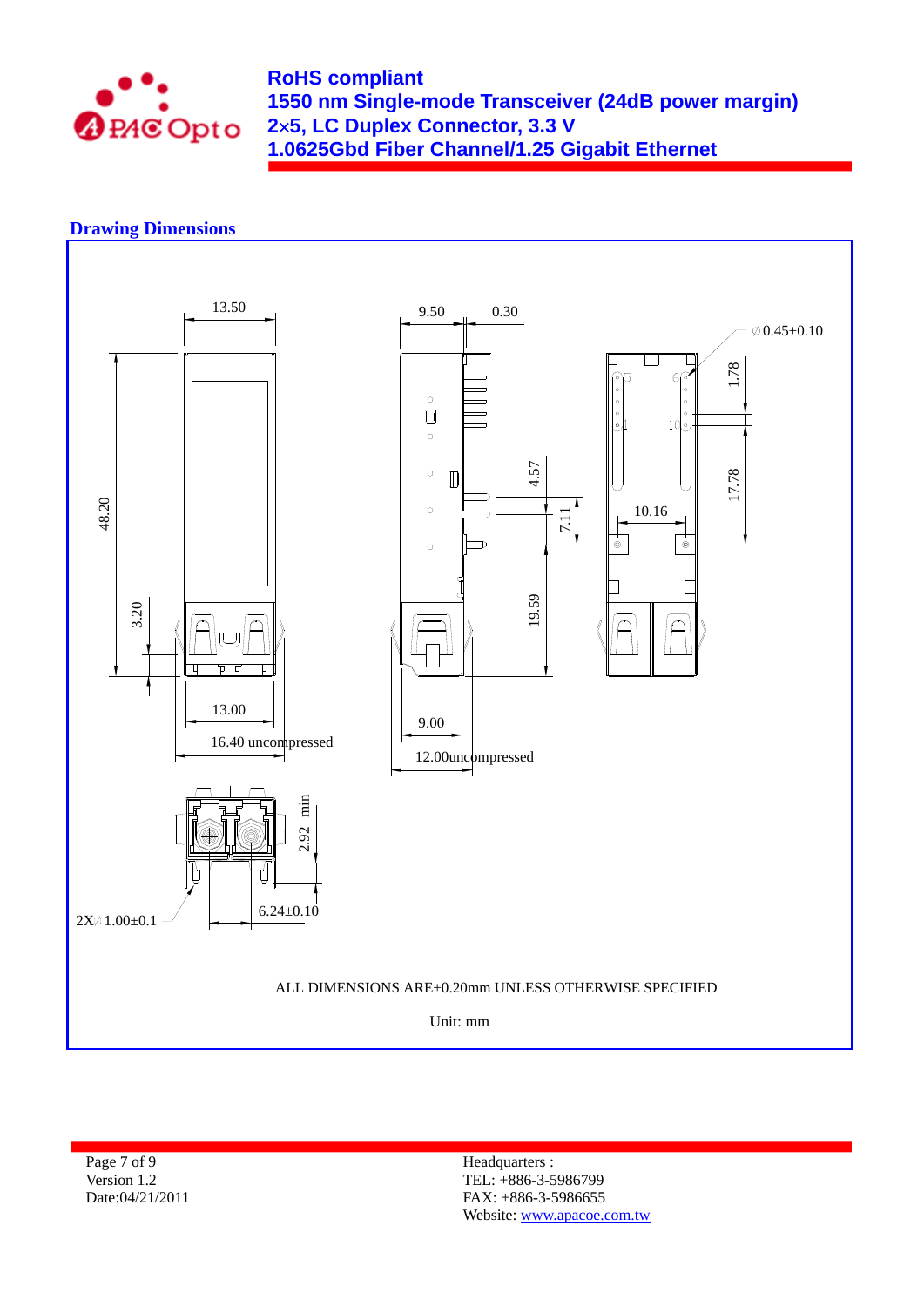## Drawing Dimensions

ALL DIMENSIONS ARE±0.20mm UNLESS OTHERWISE SPECIFIED

Unit: mm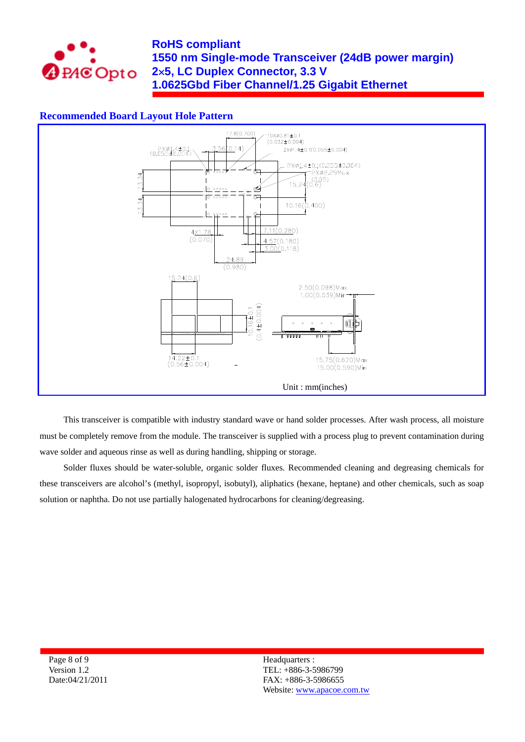## Recommended Board Layout Hole Pattern

Unit : mm(inches)

This transceiver is compatible with industry standard wave or hand solder processes. After wash process, all moisture must be completely remove from the module. The transceiver is supplied with a process plug to prevent contamination during wave solder and aqueous rinse as well as during handling, shipping or storage.

Solder fluxes should be water-soluble, organic solder fluxes. Recommended cleaning and degreasing chemicals for these transceivers are alcohol's (methyl, isopropyl, isobutyl), aliphatics (hexane, heptane) and other chemicals, such as soap solution or naphtha. Do not use partially halogenated hydrocarbons for cleaning/degreasing.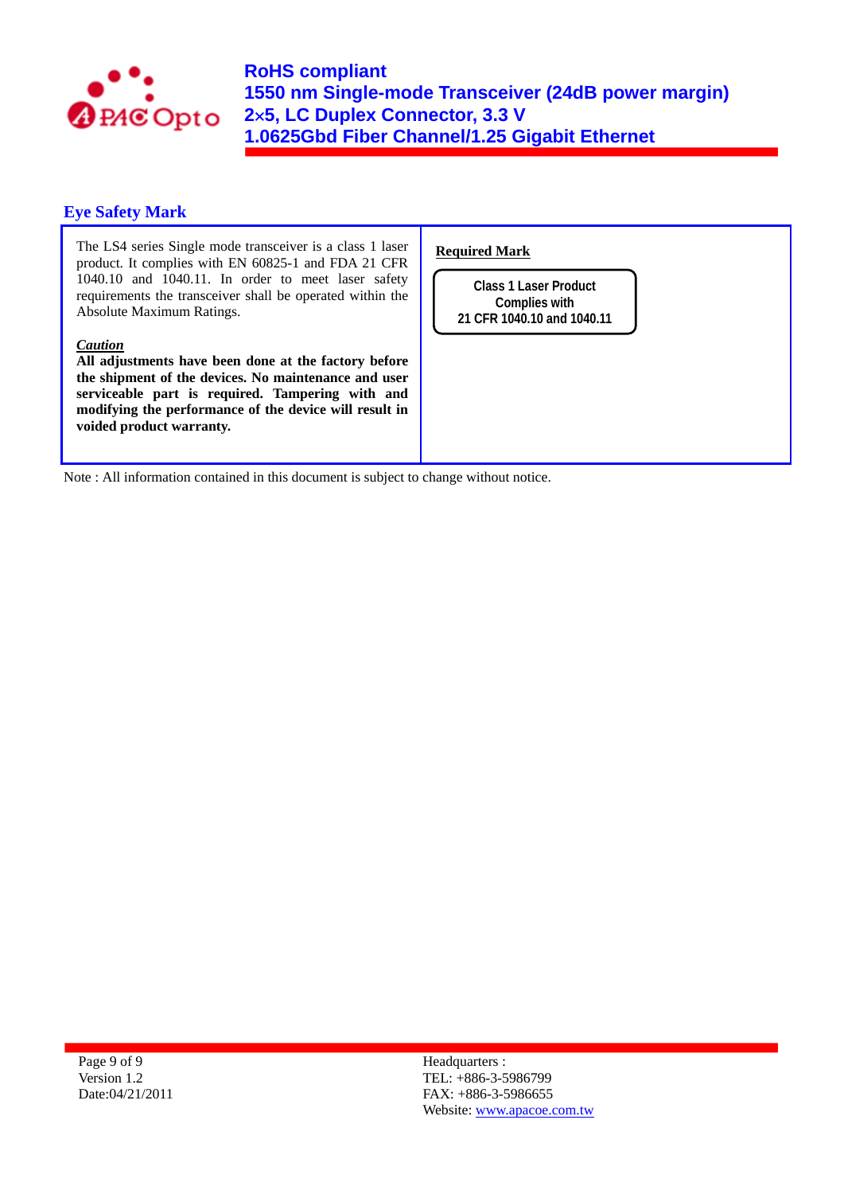## Eye Safety Mark

| | |
|---|---|
| The LS4 series Single mode transceiver is a class 1 laser product. It complies with EN 60825-1 and FDA 21 CFR 1040.10 and 1040.11. In order to meet laser safety requirements the transceiver shall be operated within the Absolute Maximum Ratings.<br><br>***Caution***<br>**All adjustments have been done at the factory before the shipment of the devices. No maintenance and user serviceable part is required. Tampering with and modifying the performance of the device will result in voided product warranty.** | **Required Mark**<br><br>**Class 1 Laser Product**<br>**Complies with**<br>**21 CFR 1040.10 and 1040.11** |

Note : All information contained in this document is subject to change without notice.